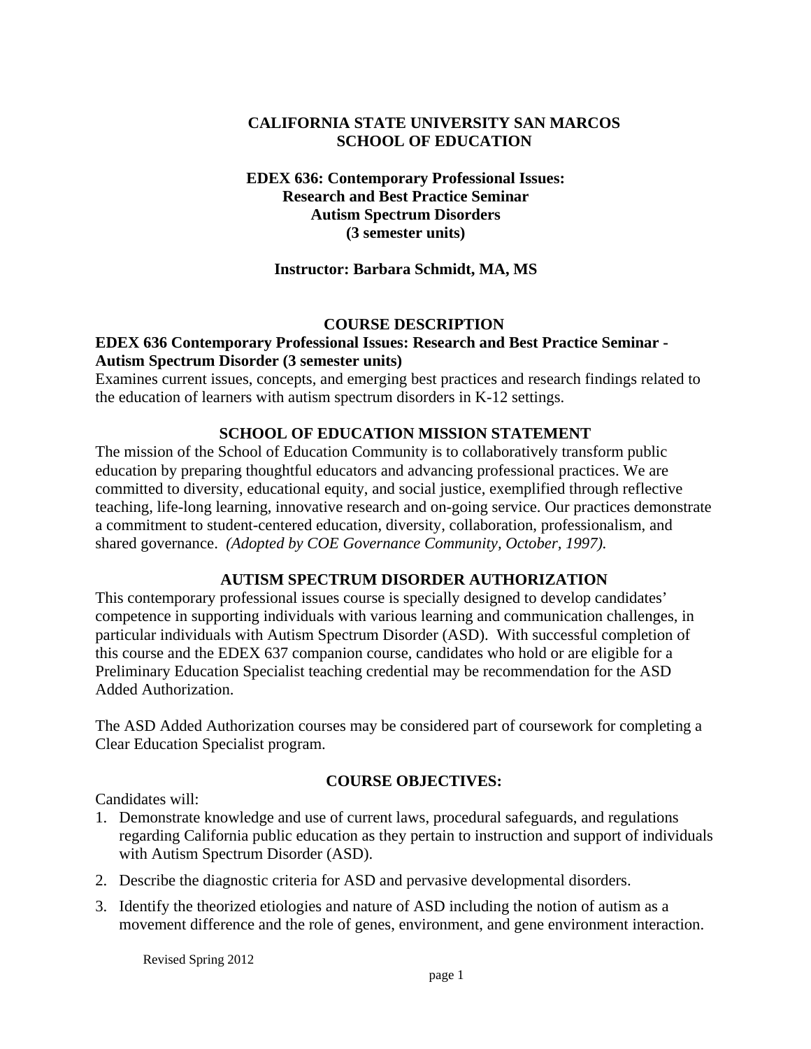# CALIFORNIA STATE UNIVERSITY SAN MARCOS
# SCHOOL OF EDUCATION

## EDEX 636: Contemporary Professional Issues: Research and Best Practice Seminar Autism Spectrum Disorders (3 semester units)

**Instructor: Barbara Schmidt, MA, MS**

## COURSE DESCRIPTION

**EDEX 636 Contemporary Professional Issues: Research and Best Practice Seminar - Autism Spectrum Disorder (3 semester units)**

Examines current issues, concepts, and emerging best practices and research findings related to the education of learners with autism spectrum disorders in K-12 settings.

## SCHOOL OF EDUCATION MISSION STATEMENT

The mission of the School of Education Community is to collaboratively transform public education by preparing thoughtful educators and advancing professional practices. We are committed to diversity, educational equity, and social justice, exemplified through reflective teaching, life-long learning, innovative research and on-going service. Our practices demonstrate a commitment to student-centered education, diversity, collaboration, professionalism, and shared governance. *(Adopted by COE Governance Community, October, 1997).*

## AUTISM SPECTRUM DISORDER AUTHORIZATION

This contemporary professional issues course is specially designed to develop candidates' competence in supporting individuals with various learning and communication challenges, in particular individuals with Autism Spectrum Disorder (ASD). With successful completion of this course and the EDEX 637 companion course, candidates who hold or are eligible for a Preliminary Education Specialist teaching credential may be recommendation for the ASD Added Authorization.

The ASD Added Authorization courses may be considered part of coursework for completing a Clear Education Specialist program.

## COURSE OBJECTIVES:

Candidates will:

1. Demonstrate knowledge and use of current laws, procedural safeguards, and regulations regarding California public education as they pertain to instruction and support of individuals with Autism Spectrum Disorder (ASD).
2. Describe the diagnostic criteria for ASD and pervasive developmental disorders.
3. Identify the theorized etiologies and nature of ASD including the notion of autism as a movement difference and the role of genes, environment, and gene environment interaction.

Revised Spring 2012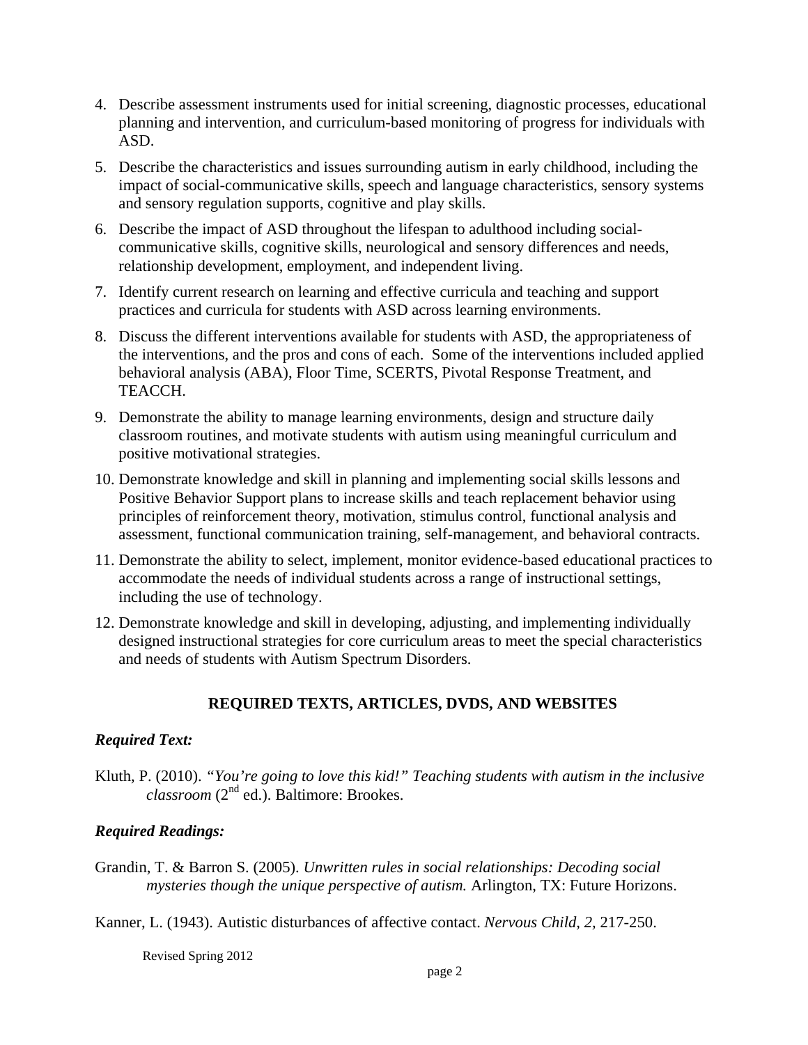4. Describe assessment instruments used for initial screening, diagnostic processes, educational planning and intervention, and curriculum-based monitoring of progress for individuals with ASD.
5. Describe the characteristics and issues surrounding autism in early childhood, including the impact of social-communicative skills, speech and language characteristics, sensory systems and sensory regulation supports, cognitive and play skills.
6. Describe the impact of ASD throughout the lifespan to adulthood including social-communicative skills, cognitive skills, neurological and sensory differences and needs, relationship development, employment, and independent living.
7. Identify current research on learning and effective curricula and teaching and support practices and curricula for students with ASD across learning environments.
8. Discuss the different interventions available for students with ASD, the appropriateness of the interventions, and the pros and cons of each. Some of the interventions included applied behavioral analysis (ABA), Floor Time, SCERTS, Pivotal Response Treatment, and TEACCH.
9. Demonstrate the ability to manage learning environments, design and structure daily classroom routines, and motivate students with autism using meaningful curriculum and positive motivational strategies.
10. Demonstrate knowledge and skill in planning and implementing social skills lessons and Positive Behavior Support plans to increase skills and teach replacement behavior using principles of reinforcement theory, motivation, stimulus control, functional analysis and assessment, functional communication training, self-management, and behavioral contracts.
11. Demonstrate the ability to select, implement, monitor evidence-based educational practices to accommodate the needs of individual students across a range of instructional settings, including the use of technology.
12. Demonstrate knowledge and skill in developing, adjusting, and implementing individually designed instructional strategies for core curriculum areas to meet the special characteristics and needs of students with Autism Spectrum Disorders.

## REQUIRED TEXTS, ARTICLES, DVDS, AND WEBSITES

### *Required Text:*

Kluth, P. (2010). *"You're going to love this kid!" Teaching students with autism in the inclusive classroom* (2nd ed.). Baltimore: Brookes.

### *Required Readings:*

Grandin, T. & Barron S. (2005). *Unwritten rules in social relationships: Decoding social mysteries though the unique perspective of autism.* Arlington, TX: Future Horizons.

Kanner, L. (1943). Autistic disturbances of affective contact. *Nervous Child, 2,* 217-250.

Revised Spring 2012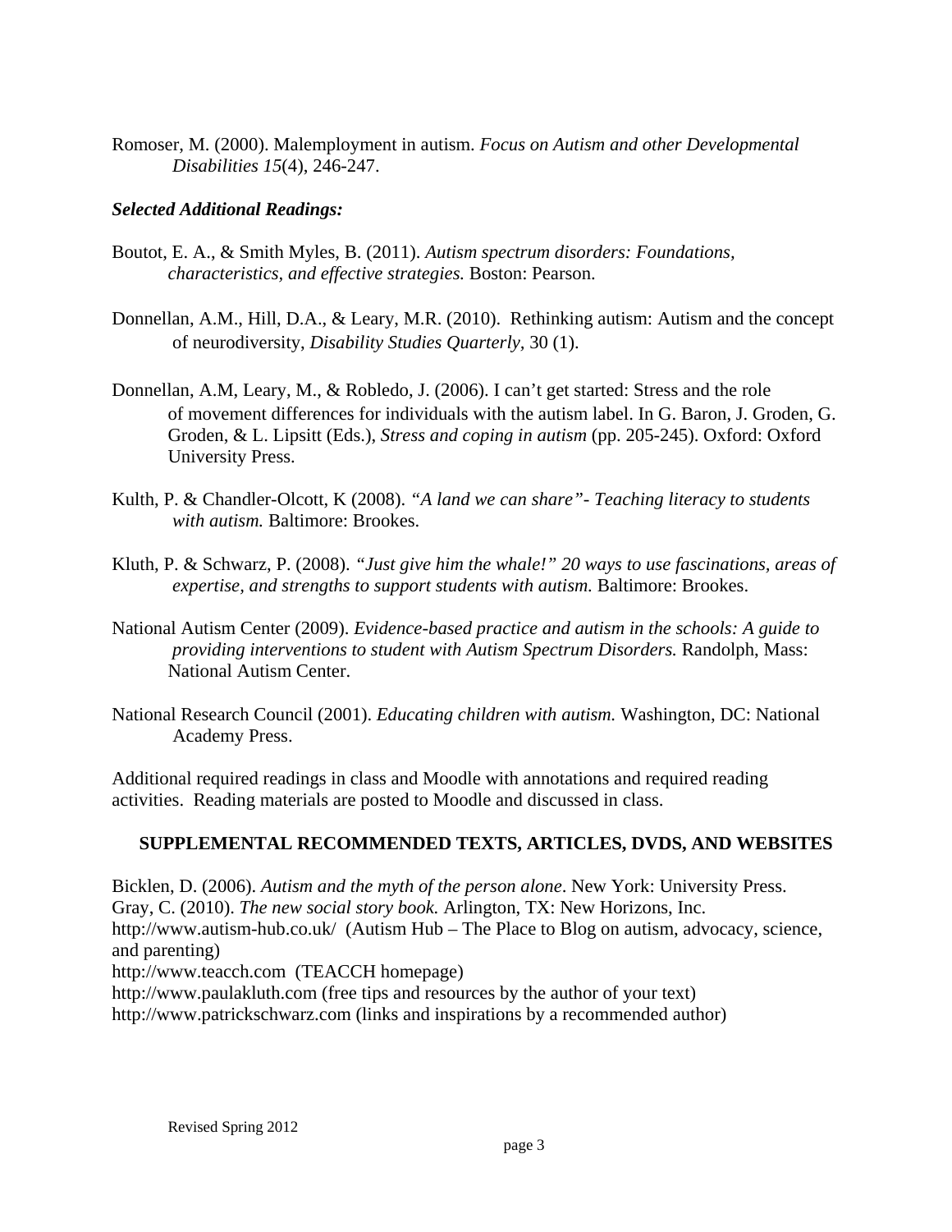Romoser, M. (2000). Malemployment in autism. *Focus on Autism and other Developmental Disabilities 15*(4), 246-247.

***Selected Additional Readings:***

Boutot, E. A., & Smith Myles, B. (2011). *Autism spectrum disorders: Foundations, characteristics, and effective strategies.* Boston: Pearson.

Donnellan, A.M., Hill, D.A., & Leary, M.R. (2010). Rethinking autism: Autism and the concept of neurodiversity, *Disability Studies Quarterly*, 30 (1).

Donnellan, A.M, Leary, M., & Robledo, J. (2006). I can't get started: Stress and the role of movement differences for individuals with the autism label. In G. Baron, J. Groden, G. Groden, & L. Lipsitt (Eds.), *Stress and coping in autism* (pp. 205-245). Oxford: Oxford University Press.

Kulth, P. & Chandler-Olcott, K (2008). *"A land we can share"- Teaching literacy to students with autism.* Baltimore: Brookes.

Kluth, P. & Schwarz, P. (2008). *"Just give him the whale!" 20 ways to use fascinations, areas of expertise, and strengths to support students with autism.* Baltimore: Brookes.

National Autism Center (2009). *Evidence-based practice and autism in the schools: A guide to providing interventions to student with Autism Spectrum Disorders.* Randolph, Mass: National Autism Center.

National Research Council (2001). *Educating children with autism.* Washington, DC: National Academy Press.

Additional required readings in class and Moodle with annotations and required reading activities. Reading materials are posted to Moodle and discussed in class.

## SUPPLEMENTAL RECOMMENDED TEXTS, ARTICLES, DVDS, AND WEBSITES

Bicklen, D. (2006). *Autism and the myth of the person alone*. New York: University Press.
Gray, C. (2010). *The new social story book.* Arlington, TX: New Horizons, Inc.
http://www.autism-hub.co.uk/ (Autism Hub – The Place to Blog on autism, advocacy, science, and parenting)
http://www.teacch.com (TEACCH homepage)
http://www.paulakluth.com (free tips and resources by the author of your text)
http://www.patrickschwarz.com (links and inspirations by a recommended author)

Revised Spring 2012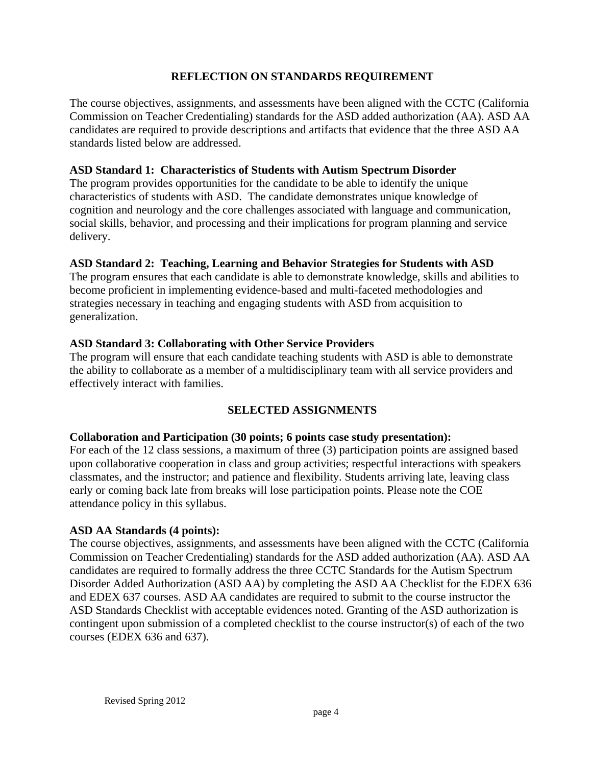## REFLECTION ON STANDARDS REQUIREMENT

The course objectives, assignments, and assessments have been aligned with the CCTC (California Commission on Teacher Credentialing) standards for the ASD added authorization (AA). ASD AA candidates are required to provide descriptions and artifacts that evidence that the three ASD AA standards listed below are addressed.

**ASD Standard 1: Characteristics of Students with Autism Spectrum Disorder**
The program provides opportunities for the candidate to be able to identify the unique characteristics of students with ASD. The candidate demonstrates unique knowledge of cognition and neurology and the core challenges associated with language and communication, social skills, behavior, and processing and their implications for program planning and service delivery.

**ASD Standard 2: Teaching, Learning and Behavior Strategies for Students with ASD**
The program ensures that each candidate is able to demonstrate knowledge, skills and abilities to become proficient in implementing evidence-based and multi-faceted methodologies and strategies necessary in teaching and engaging students with ASD from acquisition to generalization.

**ASD Standard 3: Collaborating with Other Service Providers**
The program will ensure that each candidate teaching students with ASD is able to demonstrate the ability to collaborate as a member of a multidisciplinary team with all service providers and effectively interact with families.

## SELECTED ASSIGNMENTS

**Collaboration and Participation (30 points; 6 points case study presentation):**
For each of the 12 class sessions, a maximum of three (3) participation points are assigned based upon collaborative cooperation in class and group activities; respectful interactions with speakers classmates, and the instructor; and patience and flexibility. Students arriving late, leaving class early or coming back late from breaks will lose participation points. Please note the COE attendance policy in this syllabus.

**ASD AA Standards (4 points):**
The course objectives, assignments, and assessments have been aligned with the CCTC (California Commission on Teacher Credentialing) standards for the ASD added authorization (AA). ASD AA candidates are required to formally address the three CCTC Standards for the Autism Spectrum Disorder Added Authorization (ASD AA) by completing the ASD AA Checklist for the EDEX 636 and EDEX 637 courses. ASD AA candidates are required to submit to the course instructor the ASD Standards Checklist with acceptable evidences noted. Granting of the ASD authorization is contingent upon submission of a completed checklist to the course instructor(s) of each of the two courses (EDEX 636 and 637).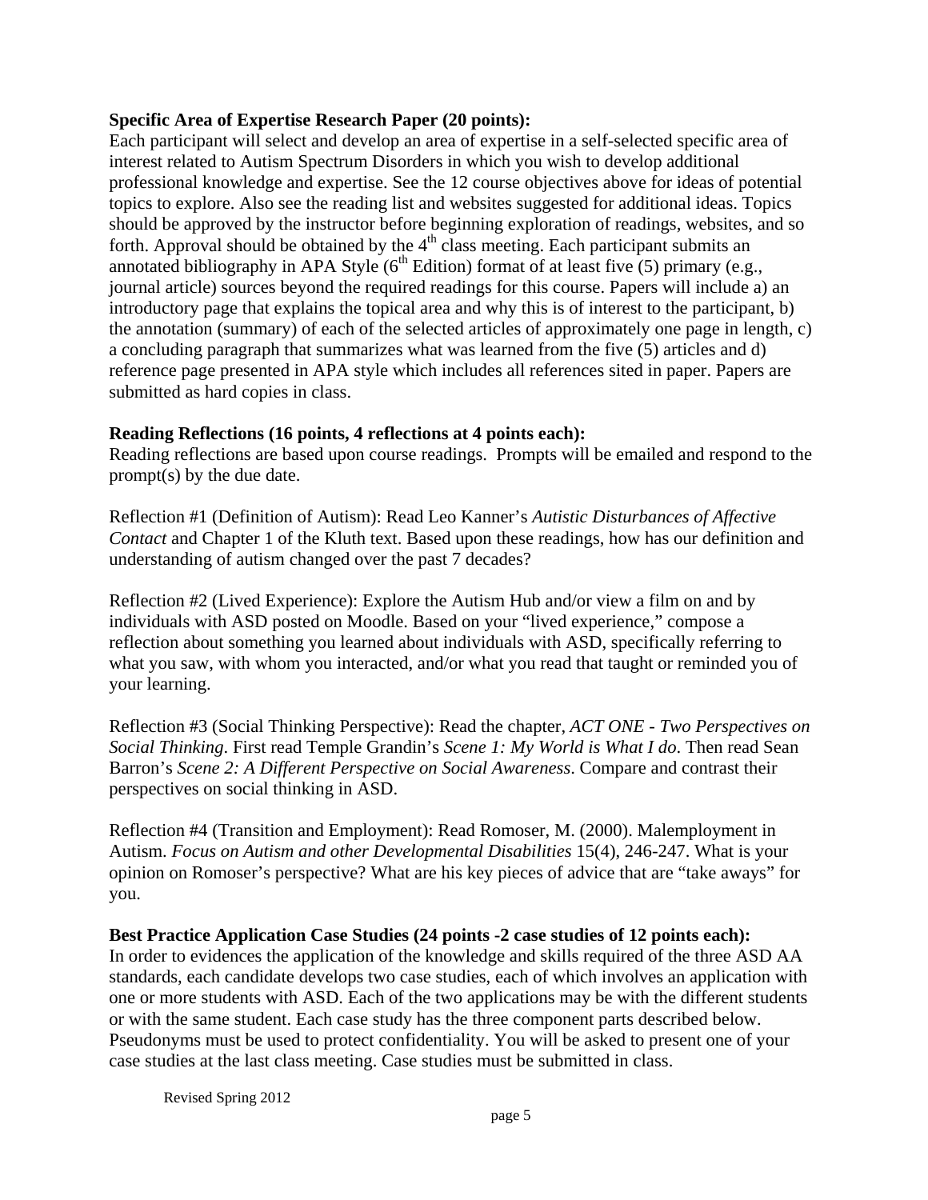**Specific Area of Expertise Research Paper (20 points):**
Each participant will select and develop an area of expertise in a self-selected specific area of interest related to Autism Spectrum Disorders in which you wish to develop additional professional knowledge and expertise. See the 12 course objectives above for ideas of potential topics to explore. Also see the reading list and websites suggested for additional ideas. Topics should be approved by the instructor before beginning exploration of readings, websites, and so forth. Approval should be obtained by the 4th class meeting. Each participant submits an annotated bibliography in APA Style (6th Edition) format of at least five (5) primary (e.g., journal article) sources beyond the required readings for this course. Papers will include a) an introductory page that explains the topical area and why this is of interest to the participant, b) the annotation (summary) of each of the selected articles of approximately one page in length, c) a concluding paragraph that summarizes what was learned from the five (5) articles and d) reference page presented in APA style which includes all references sited in paper. Papers are submitted as hard copies in class.

**Reading Reflections (16 points, 4 reflections at 4 points each):**
Reading reflections are based upon course readings. Prompts will be emailed and respond to the prompt(s) by the due date.

Reflection #1 (Definition of Autism): Read Leo Kanner's *Autistic Disturbances of Affective Contact* and Chapter 1 of the Kluth text. Based upon these readings, how has our definition and understanding of autism changed over the past 7 decades?

Reflection #2 (Lived Experience): Explore the Autism Hub and/or view a film on and by individuals with ASD posted on Moodle. Based on your "lived experience," compose a reflection about something you learned about individuals with ASD, specifically referring to what you saw, with whom you interacted, and/or what you read that taught or reminded you of your learning.

Reflection #3 (Social Thinking Perspective): Read the chapter, *ACT ONE - Two Perspectives on Social Thinking*. First read Temple Grandin's *Scene 1: My World is What I do*. Then read Sean Barron's *Scene 2: A Different Perspective on Social Awareness*. Compare and contrast their perspectives on social thinking in ASD.

Reflection #4 (Transition and Employment): Read Romoser, M. (2000). Malemployment in Autism. *Focus on Autism and other Developmental Disabilities* 15(4), 246-247. What is your opinion on Romoser's perspective? What are his key pieces of advice that are "take aways" for you.

**Best Practice Application Case Studies (24 points -2 case studies of 12 points each):**
In order to evidences the application of the knowledge and skills required of the three ASD AA standards, each candidate develops two case studies, each of which involves an application with one or more students with ASD. Each of the two applications may be with the different students or with the same student. Each case study has the three component parts described below. Pseudonyms must be used to protect confidentiality. You will be asked to present one of your case studies at the last class meeting. Case studies must be submitted in class.

Revised Spring 2012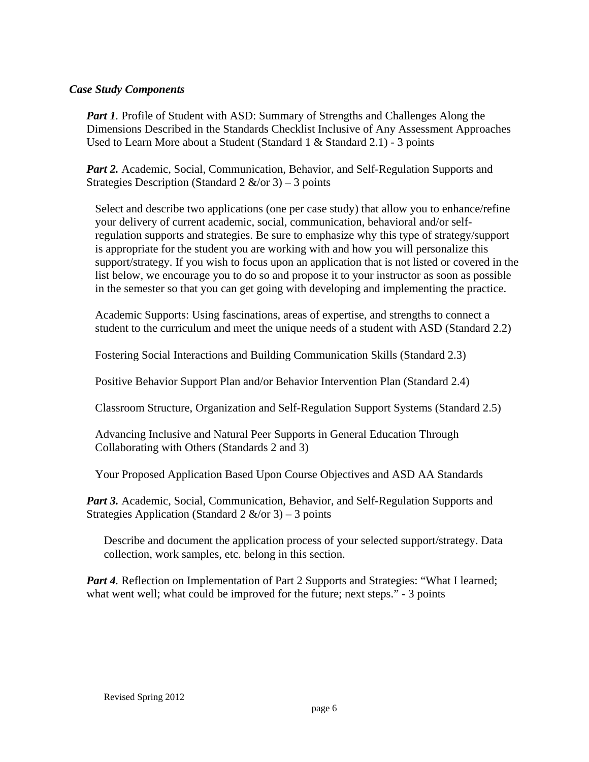***Case Study Components***

***Part 1***. Profile of Student with ASD: Summary of Strengths and Challenges Along the Dimensions Described in the Standards Checklist Inclusive of Any Assessment Approaches Used to Learn More about a Student (Standard 1 & Standard 2.1) - 3 points

***Part 2.*** Academic, Social, Communication, Behavior, and Self-Regulation Supports and Strategies Description (Standard 2 &/or 3) – 3 points

Select and describe two applications (one per case study) that allow you to enhance/refine your delivery of current academic, social, communication, behavioral and/or self-regulation supports and strategies. Be sure to emphasize why this type of strategy/support is appropriate for the student you are working with and how you will personalize this support/strategy. If you wish to focus upon an application that is not listed or covered in the list below, we encourage you to do so and propose it to your instructor as soon as possible in the semester so that you can get going with developing and implementing the practice.

Academic Supports: Using fascinations, areas of expertise, and strengths to connect a student to the curriculum and meet the unique needs of a student with ASD (Standard 2.2)

Fostering Social Interactions and Building Communication Skills (Standard 2.3)

Positive Behavior Support Plan and/or Behavior Intervention Plan (Standard 2.4)

Classroom Structure, Organization and Self-Regulation Support Systems (Standard 2.5)

Advancing Inclusive and Natural Peer Supports in General Education Through Collaborating with Others (Standards 2 and 3)

Your Proposed Application Based Upon Course Objectives and ASD AA Standards

***Part 3.*** Academic, Social, Communication, Behavior, and Self-Regulation Supports and Strategies Application (Standard 2 &/or 3) – 3 points

Describe and document the application process of your selected support/strategy. Data collection, work samples, etc. belong in this section.

***Part 4***. Reflection on Implementation of Part 2 Supports and Strategies: "What I learned; what went well; what could be improved for the future; next steps." - 3 points

Revised Spring 2012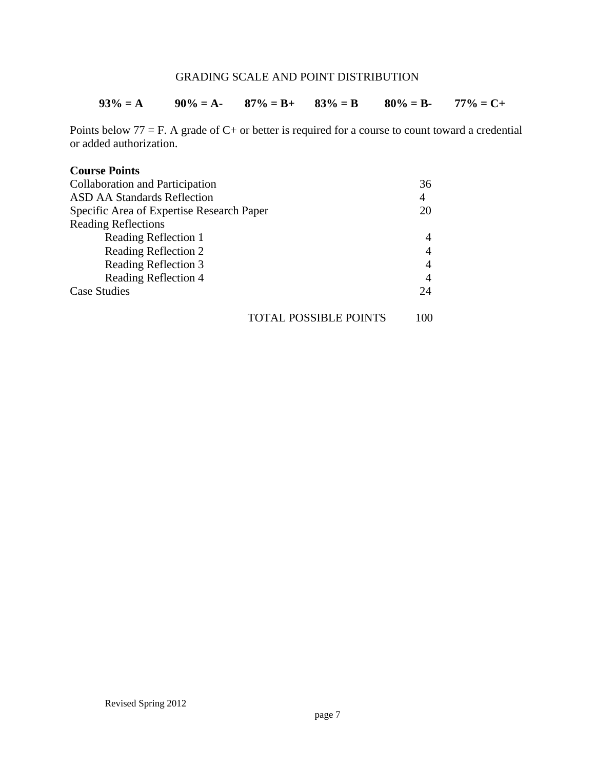GRADING SCALE AND POINT DISTRIBUTION

**93% = A** **90% = A-** **87% = B+** **83% = B** **80% = B-** **77% = C+**

Points below 77 = F. A grade of C+ or better is required for a course to count toward a credential or added authorization.

| **Course Points** | |
|---|---|
| Collaboration and Participation | 36 |
| ASD AA Standards Reflection | 4 |
| Specific Area of Expertise Research Paper | 20 |
| Reading Reflections | |
| Reading Reflection 1 | 4 |
| Reading Reflection 2 | 4 |
| Reading Reflection 3 | 4 |
| Reading Reflection 4 | 4 |
| Case Studies | 24 |
| TOTAL POSSIBLE POINTS | 100 |

Revised Spring 2012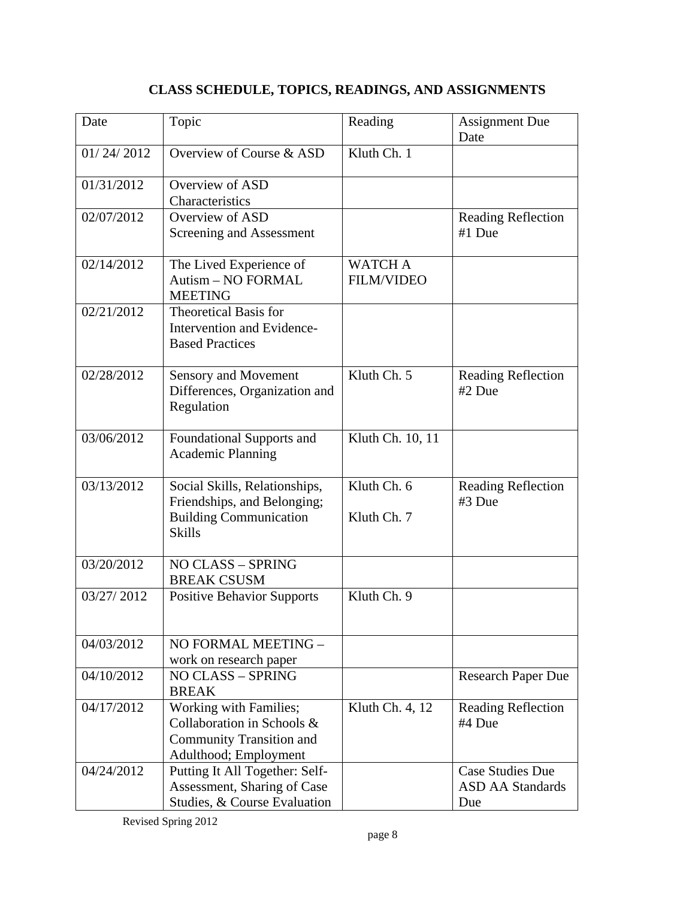## CLASS SCHEDULE, TOPICS, READINGS, AND ASSIGNMENTS

| Date | Topic | Reading | Assignment Due Date |
|---|---|---|---|
| 01/ 24/ 2012 | Overview of Course & ASD | Kluth Ch. 1 | |
| 01/31/2012 | Overview of ASD Characteristics | | |
| 02/07/2012 | Overview of ASD Screening and Assessment | | Reading Reflection #1 Due |
| 02/14/2012 | The Lived Experience of Autism – NO FORMAL MEETING | WATCH A FILM/VIDEO | |
| 02/21/2012 | Theoretical Basis for Intervention and Evidence-Based Practices | | |
| 02/28/2012 | Sensory and Movement Differences, Organization and Regulation | Kluth Ch. 5 | Reading Reflection #2 Due |
| 03/06/2012 | Foundational Supports and Academic Planning | Kluth Ch. 10, 11 | |
| 03/13/2012 | Social Skills, Relationships, Friendships, and Belonging; Building Communication Skills | Kluth Ch. 6<br>Kluth Ch. 7 | Reading Reflection #3 Due |
| 03/20/2012 | NO CLASS – SPRING BREAK CSUSM | | |
| 03/27/ 2012 | Positive Behavior Supports | Kluth Ch. 9 | |
| 04/03/2012 | NO FORMAL MEETING – work on research paper | | |
| 04/10/2012 | NO CLASS – SPRING BREAK | | Research Paper Due |
| 04/17/2012 | Working with Families; Collaboration in Schools & Community Transition and Adulthood; Employment | Kluth Ch. 4, 12 | Reading Reflection #4 Due |
| 04/24/2012 | Putting It All Together: Self-Assessment, Sharing of Case Studies, & Course Evaluation | | Case Studies Due<br>ASD AA Standards Due |

Revised Spring 2012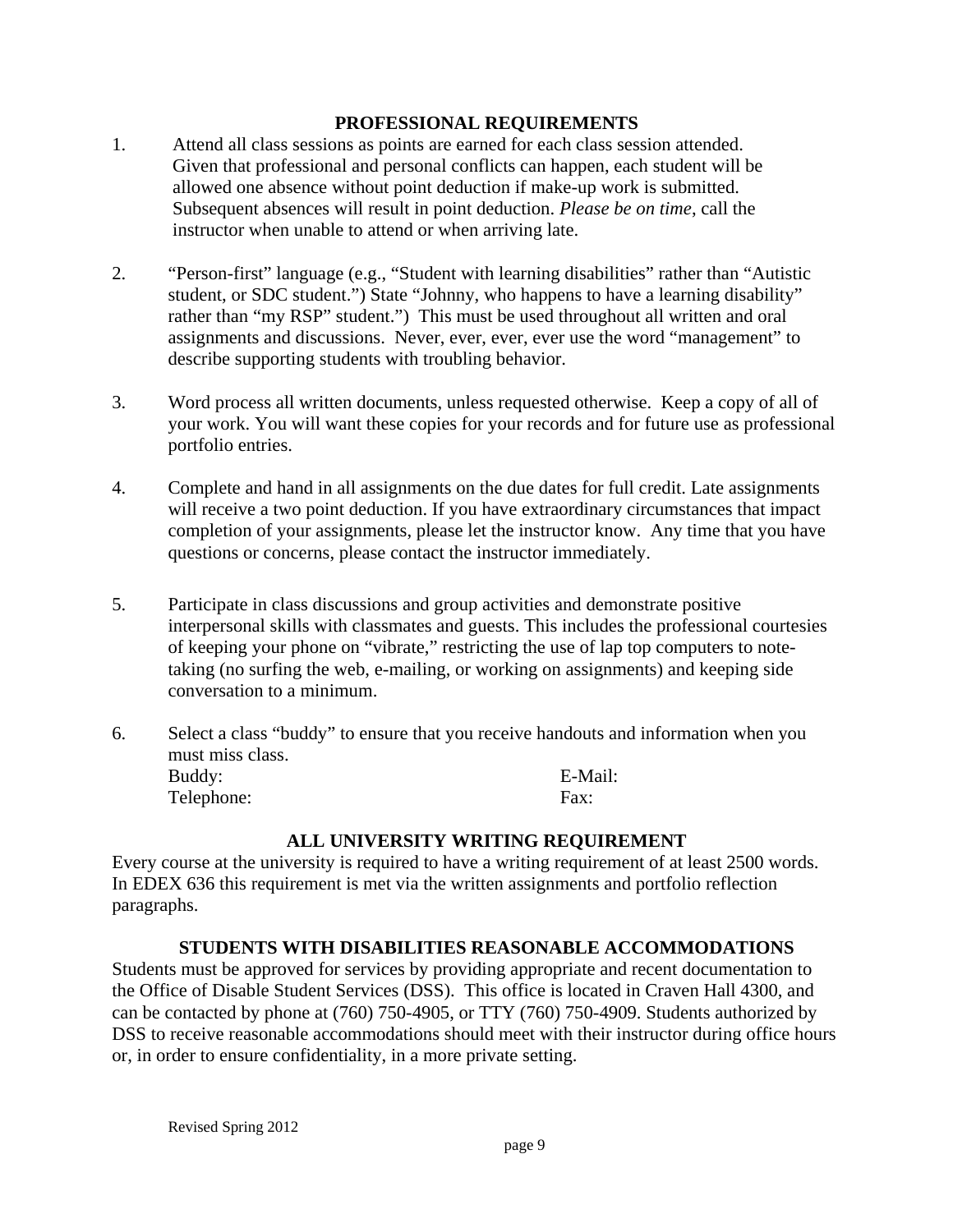## PROFESSIONAL REQUIREMENTS

1. Attend all class sessions as points are earned for each class session attended. Given that professional and personal conflicts can happen, each student will be allowed one absence without point deduction if make-up work is submitted. Subsequent absences will result in point deduction. *Please be on time*, call the instructor when unable to attend or when arriving late.

2. "Person-first" language (e.g., "Student with learning disabilities" rather than "Autistic student, or SDC student.") State "Johnny, who happens to have a learning disability" rather than "my RSP" student.") This must be used throughout all written and oral assignments and discussions. Never, ever, ever, ever use the word "management" to describe supporting students with troubling behavior.

3. Word process all written documents, unless requested otherwise. Keep a copy of all of your work. You will want these copies for your records and for future use as professional portfolio entries.

4. Complete and hand in all assignments on the due dates for full credit. Late assignments will receive a two point deduction. If you have extraordinary circumstances that impact completion of your assignments, please let the instructor know. Any time that you have questions or concerns, please contact the instructor immediately.

5. Participate in class discussions and group activities and demonstrate positive interpersonal skills with classmates and guests. This includes the professional courtesies of keeping your phone on "vibrate," restricting the use of lap top computers to note-taking (no surfing the web, e-mailing, or working on assignments) and keeping side conversation to a minimum.

6. Select a class "buddy" to ensure that you receive handouts and information when you must miss class.
   Buddy: E-Mail:
   Telephone: Fax:

## ALL UNIVERSITY WRITING REQUIREMENT

Every course at the university is required to have a writing requirement of at least 2500 words. In EDEX 636 this requirement is met via the written assignments and portfolio reflection paragraphs.

## STUDENTS WITH DISABILITIES REASONABLE ACCOMMODATIONS

Students must be approved for services by providing appropriate and recent documentation to the Office of Disable Student Services (DSS). This office is located in Craven Hall 4300, and can be contacted by phone at (760) 750-4905, or TTY (760) 750-4909. Students authorized by DSS to receive reasonable accommodations should meet with their instructor during office hours or, in order to ensure confidentiality, in a more private setting.

Revised Spring 2012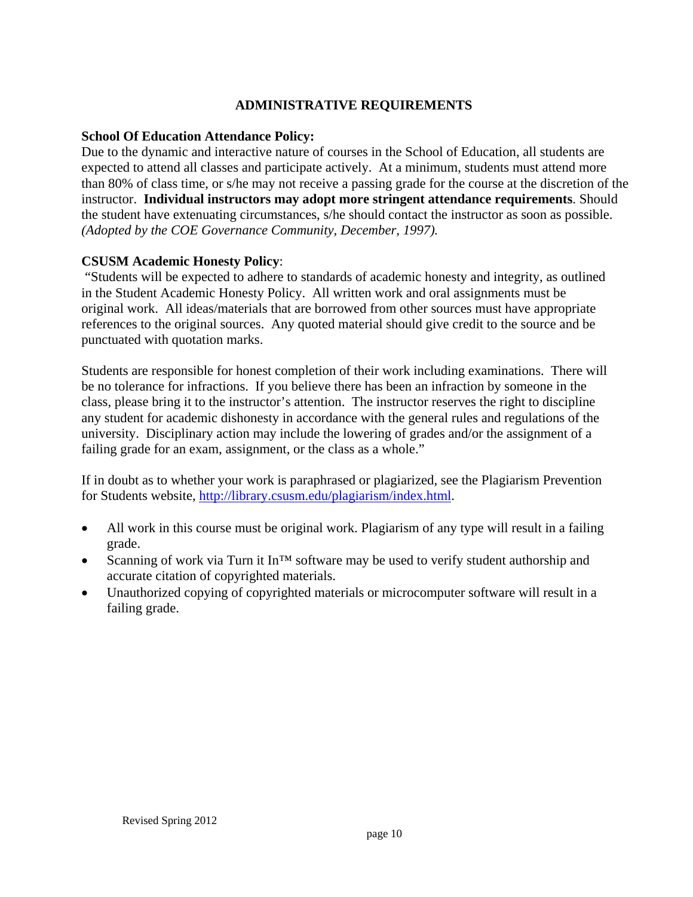## ADMINISTRATIVE REQUIREMENTS

**School Of Education Attendance Policy:**
Due to the dynamic and interactive nature of courses in the School of Education, all students are expected to attend all classes and participate actively. At a minimum, students must attend more than 80% of class time, or s/he may not receive a passing grade for the course at the discretion of the instructor. **Individual instructors may adopt more stringent attendance requirements**. Should the student have extenuating circumstances, s/he should contact the instructor as soon as possible. *(Adopted by the COE Governance Community, December, 1997).*

**CSUSM Academic Honesty Policy**:
"Students will be expected to adhere to standards of academic honesty and integrity, as outlined in the Student Academic Honesty Policy. All written work and oral assignments must be original work. All ideas/materials that are borrowed from other sources must have appropriate references to the original sources. Any quoted material should give credit to the source and be punctuated with quotation marks.

Students are responsible for honest completion of their work including examinations. There will be no tolerance for infractions. If you believe there has been an infraction by someone in the class, please bring it to the instructor's attention. The instructor reserves the right to discipline any student for academic dishonesty in accordance with the general rules and regulations of the university. Disciplinary action may include the lowering of grades and/or the assignment of a failing grade for an exam, assignment, or the class as a whole."

If in doubt as to whether your work is paraphrased or plagiarized, see the Plagiarism Prevention for Students website, [http://library.csusm.edu/plagiarism/index.html](http://library.csusm.edu/plagiarism/index.html).

- All work in this course must be original work. Plagiarism of any type will result in a failing grade.
- Scanning of work via Turn it In™ software may be used to verify student authorship and accurate citation of copyrighted materials.
- Unauthorized copying of copyrighted materials or microcomputer software will result in a failing grade.

Revised Spring 2012